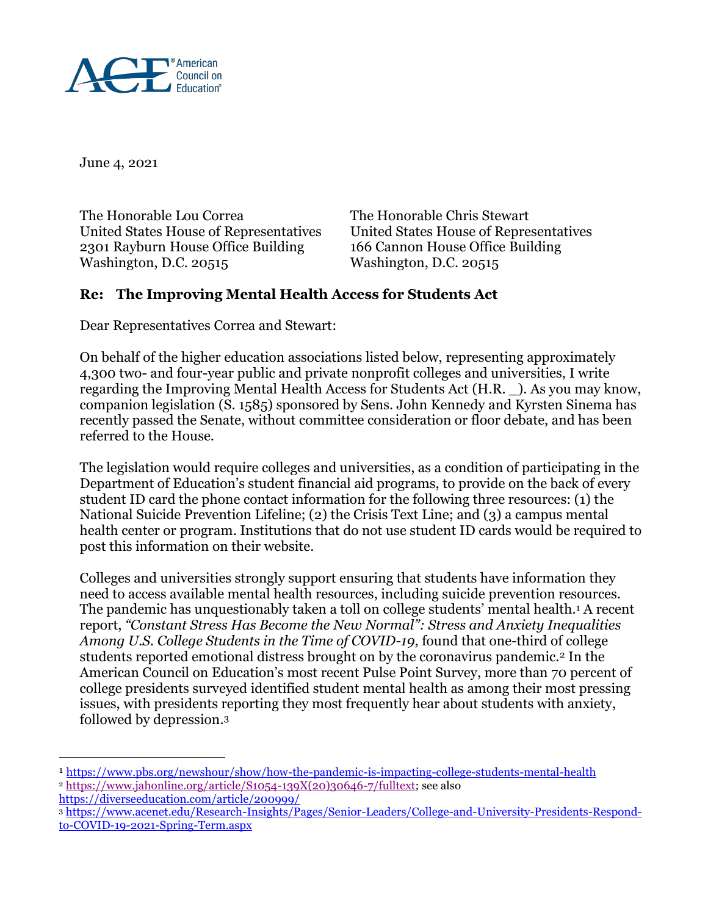American Council on Education®

June 4, 2021

The Honorable Lou Correa
United States House of Representatives
2301 Rayburn House Office Building
Washington, D.C. 20515

The Honorable Chris Stewart
United States House of Representatives
166 Cannon House Office Building
Washington, D.C. 20515

**Re: The Improving Mental Health Access for Students Act**

Dear Representatives Correa and Stewart:

On behalf of the higher education associations listed below, representing approximately 4,300 two- and four-year public and private nonprofit colleges and universities, I write regarding the Improving Mental Health Access for Students Act (H.R. _). As you may know, companion legislation (S. 1585) sponsored by Sens. John Kennedy and Kyrsten Sinema has recently passed the Senate, without committee consideration or floor debate, and has been referred to the House.

The legislation would require colleges and universities, as a condition of participating in the Department of Education's student financial aid programs, to provide on the back of every student ID card the phone contact information for the following three resources: (1) the National Suicide Prevention Lifeline; (2) the Crisis Text Line; and (3) a campus mental health center or program. Institutions that do not use student ID cards would be required to post this information on their website.

Colleges and universities strongly support ensuring that students have information they need to access available mental health resources, including suicide prevention resources. The pandemic has unquestionably taken a toll on college students' mental health.[1] A recent report, *"Constant Stress Has Become the New Normal": Stress and Anxiety Inequalities Among U.S. College Students in the Time of COVID-19*, found that one-third of college students reported emotional distress brought on by the coronavirus pandemic.[2] In the American Council on Education's most recent Pulse Point Survey, more than 70 percent of college presidents surveyed identified student mental health as among their most pressing issues, with presidents reporting they most frequently hear about students with anxiety, followed by depression.[3]

---

[1] https://www.pbs.org/newshour/show/how-the-pandemic-is-impacting-college-students-mental-health
[2] https://www.jahonline.org/article/S1054-139X(20)30646-7/fulltext; see also https://diverseeducation.com/article/200999/
[3] https://www.acenet.edu/Research-Insights/Pages/Senior-Leaders/College-and-University-Presidents-Respond-to-COVID-19-2021-Spring-Term.aspx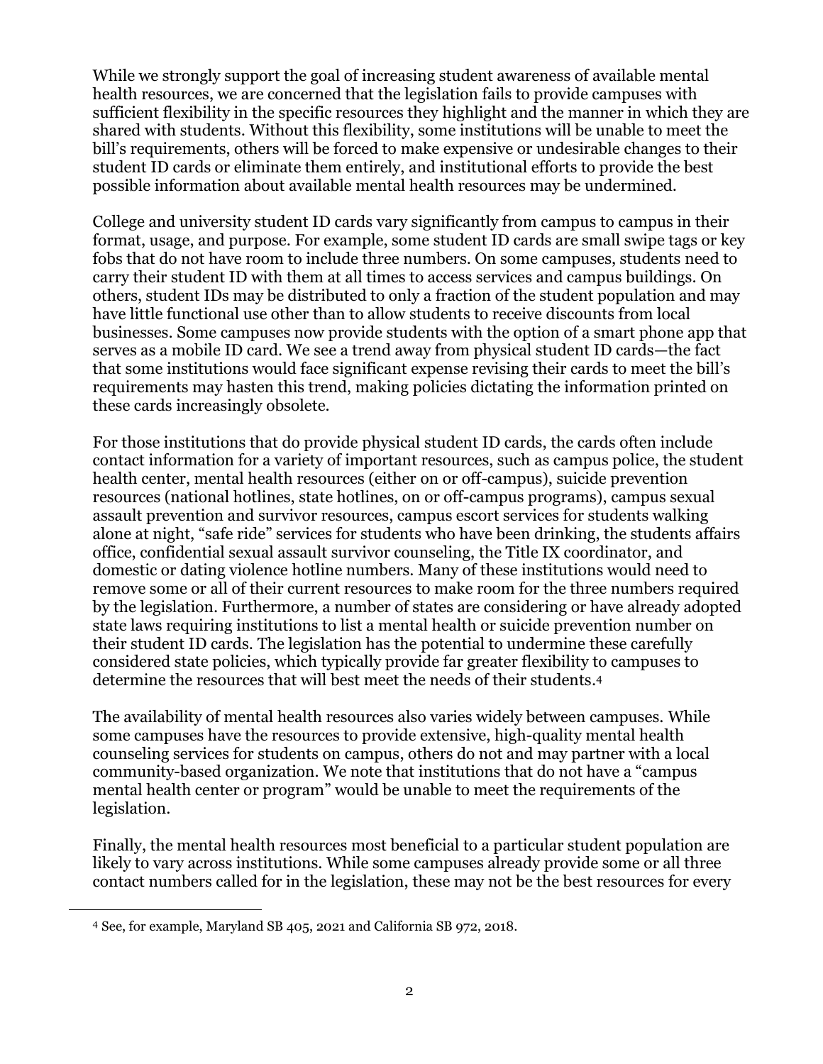While we strongly support the goal of increasing student awareness of available mental health resources, we are concerned that the legislation fails to provide campuses with sufficient flexibility in the specific resources they highlight and the manner in which they are shared with students. Without this flexibility, some institutions will be unable to meet the bill's requirements, others will be forced to make expensive or undesirable changes to their student ID cards or eliminate them entirely, and institutional efforts to provide the best possible information about available mental health resources may be undermined.

College and university student ID cards vary significantly from campus to campus in their format, usage, and purpose. For example, some student ID cards are small swipe tags or key fobs that do not have room to include three numbers. On some campuses, students need to carry their student ID with them at all times to access services and campus buildings. On others, student IDs may be distributed to only a fraction of the student population and may have little functional use other than to allow students to receive discounts from local businesses. Some campuses now provide students with the option of a smart phone app that serves as a mobile ID card. We see a trend away from physical student ID cards—the fact that some institutions would face significant expense revising their cards to meet the bill's requirements may hasten this trend, making policies dictating the information printed on these cards increasingly obsolete.

For those institutions that do provide physical student ID cards, the cards often include contact information for a variety of important resources, such as campus police, the student health center, mental health resources (either on or off-campus), suicide prevention resources (national hotlines, state hotlines, on or off-campus programs), campus sexual assault prevention and survivor resources, campus escort services for students walking alone at night, "safe ride" services for students who have been drinking, the students affairs office, confidential sexual assault survivor counseling, the Title IX coordinator, and domestic or dating violence hotline numbers. Many of these institutions would need to remove some or all of their current resources to make room for the three numbers required by the legislation. Furthermore, a number of states are considering or have already adopted state laws requiring institutions to list a mental health or suicide prevention number on their student ID cards. The legislation has the potential to undermine these carefully considered state policies, which typically provide far greater flexibility to campuses to determine the resources that will best meet the needs of their students.[4]

The availability of mental health resources also varies widely between campuses. While some campuses have the resources to provide extensive, high-quality mental health counseling services for students on campus, others do not and may partner with a local community-based organization. We note that institutions that do not have a "campus mental health center or program" would be unable to meet the requirements of the legislation.

Finally, the mental health resources most beneficial to a particular student population are likely to vary across institutions. While some campuses already provide some or all three contact numbers called for in the legislation, these may not be the best resources for every

[4] See, for example, Maryland SB 405, 2021 and California SB 972, 2018.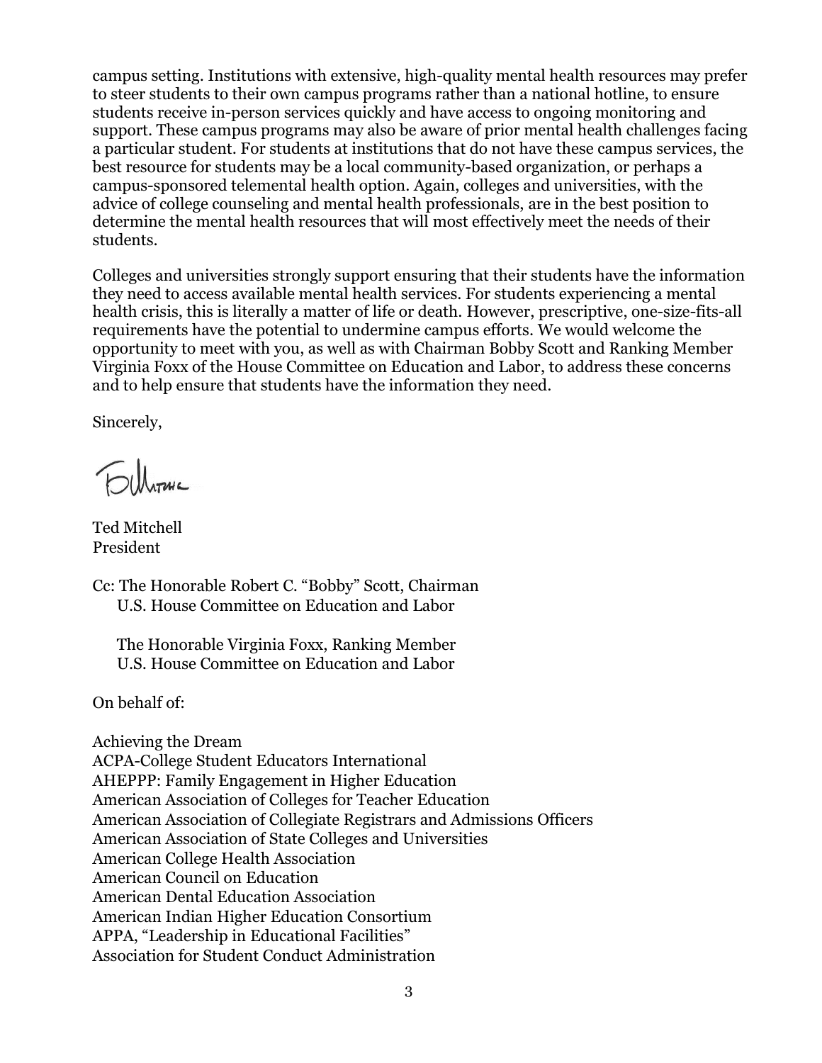campus setting. Institutions with extensive, high-quality mental health resources may prefer to steer students to their own campus programs rather than a national hotline, to ensure students receive in-person services quickly and have access to ongoing monitoring and support. These campus programs may also be aware of prior mental health challenges facing a particular student. For students at institutions that do not have these campus services, the best resource for students may be a local community-based organization, or perhaps a campus-sponsored telemental health option. Again, colleges and universities, with the advice of college counseling and mental health professionals, are in the best position to determine the mental health resources that will most effectively meet the needs of their students.

Colleges and universities strongly support ensuring that their students have the information they need to access available mental health services. For students experiencing a mental health crisis, this is literally a matter of life or death. However, prescriptive, one-size-fits-all requirements have the potential to undermine campus efforts. We would welcome the opportunity to meet with you, as well as with Chairman Bobby Scott and Ranking Member Virginia Foxx of the House Committee on Education and Labor, to address these concerns and to help ensure that students have the information they need.

Sincerely,

Ted Mitchell
President

Cc: The Honorable Robert C. "Bobby" Scott, Chairman
U.S. House Committee on Education and Labor

The Honorable Virginia Foxx, Ranking Member
U.S. House Committee on Education and Labor

On behalf of:

Achieving the Dream
ACPA-College Student Educators International
AHEPPP: Family Engagement in Higher Education
American Association of Colleges for Teacher Education
American Association of Collegiate Registrars and Admissions Officers
American Association of State Colleges and Universities
American College Health Association
American Council on Education
American Dental Education Association
American Indian Higher Education Consortium
APPA, "Leadership in Educational Facilities"
Association for Student Conduct Administration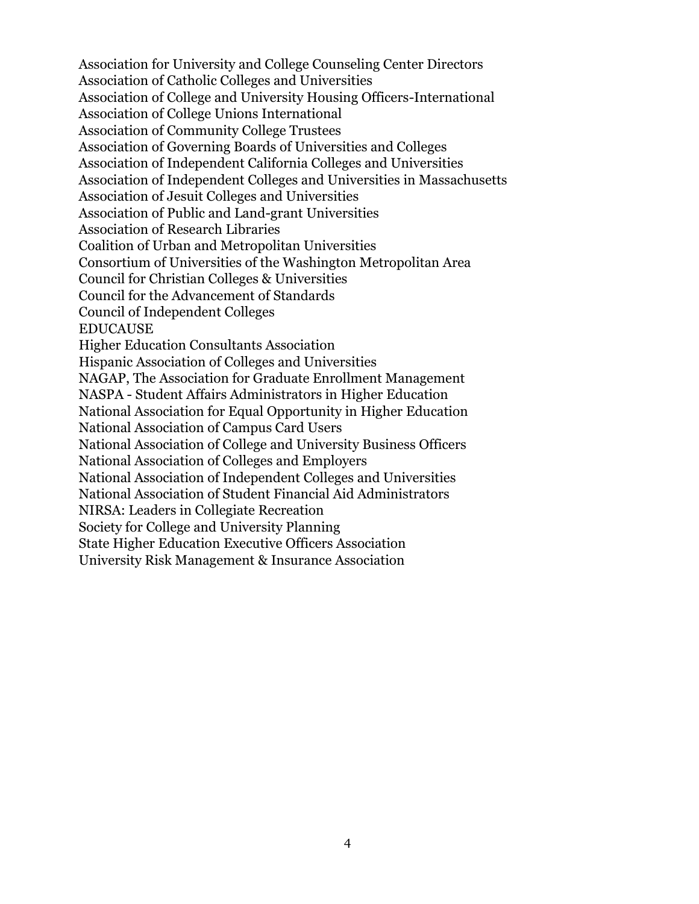Association for University and College Counseling Center Directors
Association of Catholic Colleges and Universities
Association of College and University Housing Officers-International
Association of College Unions International
Association of Community College Trustees
Association of Governing Boards of Universities and Colleges
Association of Independent California Colleges and Universities
Association of Independent Colleges and Universities in Massachusetts
Association of Jesuit Colleges and Universities
Association of Public and Land-grant Universities
Association of Research Libraries
Coalition of Urban and Metropolitan Universities
Consortium of Universities of the Washington Metropolitan Area
Council for Christian Colleges & Universities
Council for the Advancement of Standards
Council of Independent Colleges
EDUCAUSE
Higher Education Consultants Association
Hispanic Association of Colleges and Universities
NAGAP, The Association for Graduate Enrollment Management
NASPA - Student Affairs Administrators in Higher Education
National Association for Equal Opportunity in Higher Education
National Association of Campus Card Users
National Association of College and University Business Officers
National Association of Colleges and Employers
National Association of Independent Colleges and Universities
National Association of Student Financial Aid Administrators
NIRSA: Leaders in Collegiate Recreation
Society for College and University Planning
State Higher Education Executive Officers Association
University Risk Management & Insurance Association